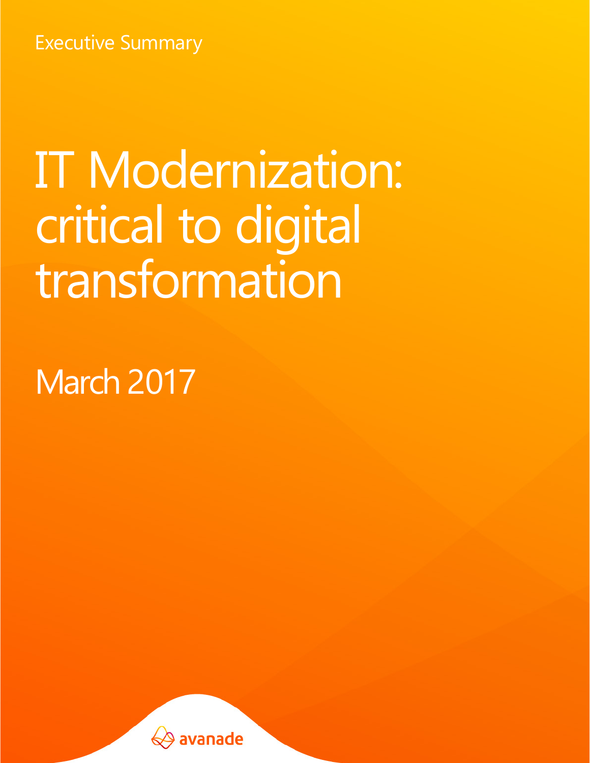Executive Summary

# IT Modernization: critical to digital transformation

March 2017

avanade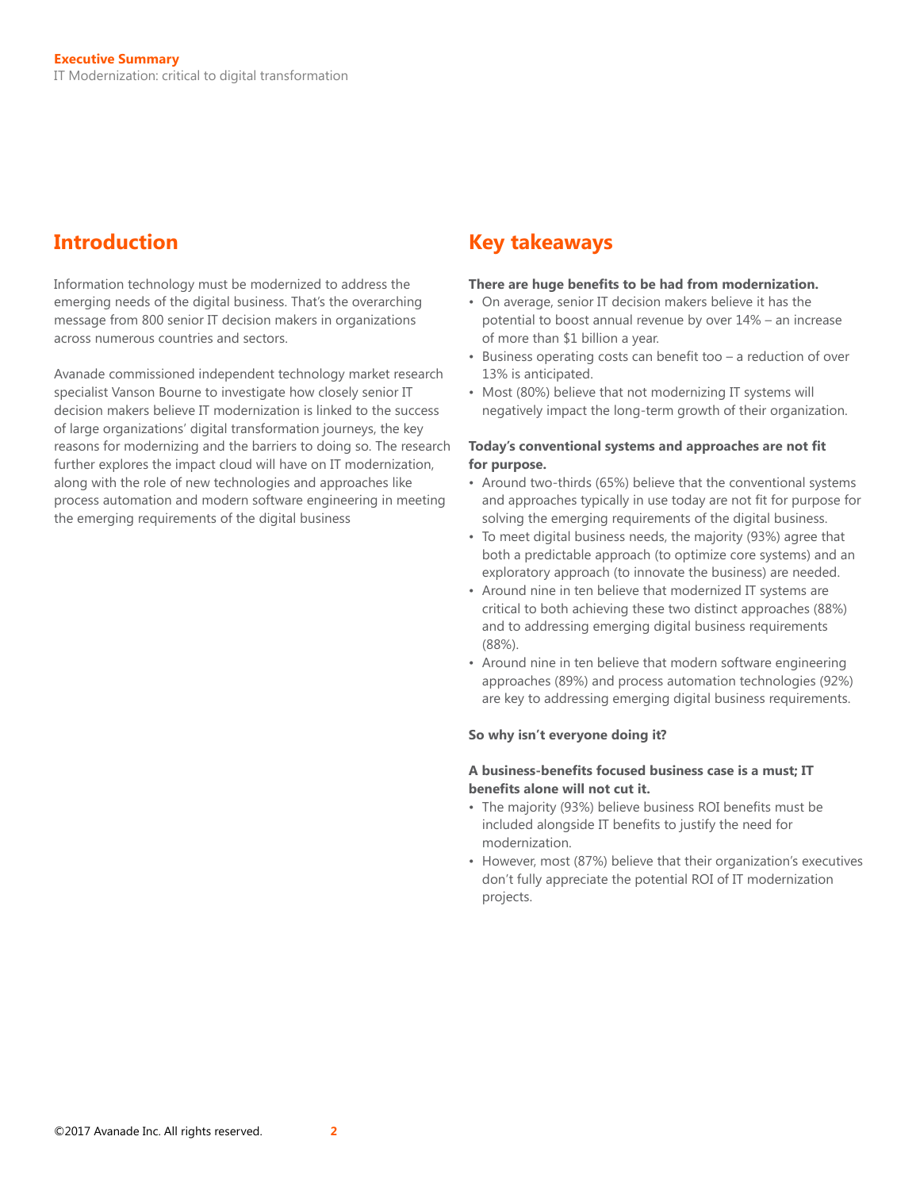## Introduction

Information technology must be modernized to address the emerging needs of the digital business. That's the overarching message from 800 senior IT decision makers in organizations across numerous countries and sectors.

Avanade commissioned independent technology market research specialist Vanson Bourne to investigate how closely senior IT decision makers believe IT modernization is linked to the success of large organizations' digital transformation journeys, the key reasons for modernizing and the barriers to doing so. The research further explores the impact cloud will have on IT modernization, along with the role of new technologies and approaches like process automation and modern software engineering in meeting the emerging requirements of the digital business

## Key takeaways

**There are huge benefits to be had from modernization.**

- On average, senior IT decision makers believe it has the potential to boost annual revenue by over 14% – an increase of more than $1 billion a year.
- Business operating costs can benefit too – a reduction of over 13% is anticipated.
- Most (80%) believe that not modernizing IT systems will negatively impact the long-term growth of their organization.

**Today's conventional systems and approaches are not fit for purpose.**

- Around two-thirds (65%) believe that the conventional systems and approaches typically in use today are not fit for purpose for solving the emerging requirements of the digital business.
- To meet digital business needs, the majority (93%) agree that both a predictable approach (to optimize core systems) and an exploratory approach (to innovate the business) are needed.
- Around nine in ten believe that modernized IT systems are critical to both achieving these two distinct approaches (88%) and to addressing emerging digital business requirements (88%).
- Around nine in ten believe that modern software engineering approaches (89%) and process automation technologies (92%) are key to addressing emerging digital business requirements.

**So why isn't everyone doing it?**

**A business-benefits focused business case is a must; IT benefits alone will not cut it.**

- The majority (93%) believe business ROI benefits must be included alongside IT benefits to justify the need for modernization.
- However, most (87%) believe that their organization's executives don't fully appreciate the potential ROI of IT modernization projects.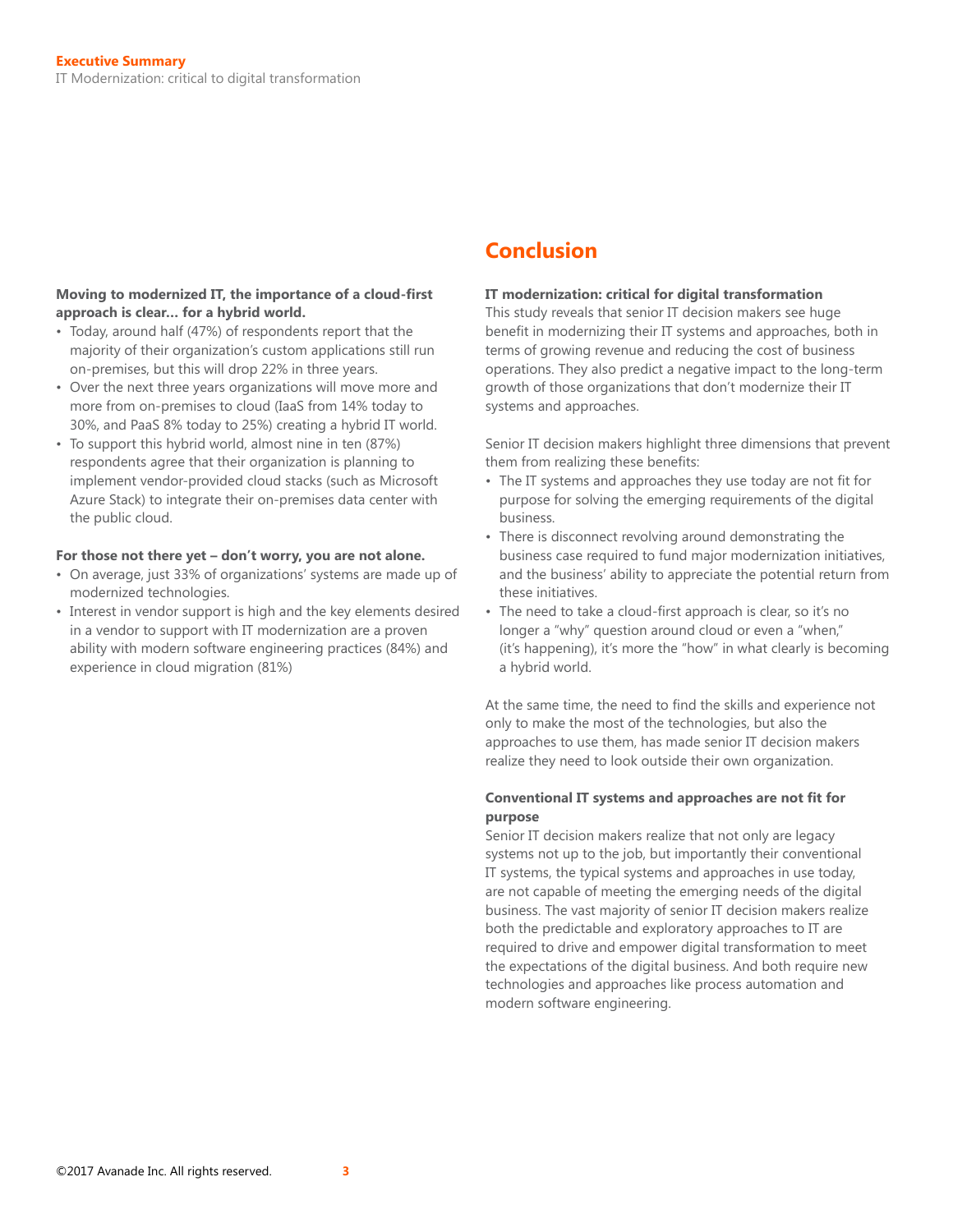**Moving to modernized IT, the importance of a cloud-first approach is clear… for a hybrid world.**

- Today, around half (47%) of respondents report that the majority of their organization's custom applications still run on-premises, but this will drop 22% in three years.
- Over the next three years organizations will move more and more from on-premises to cloud (IaaS from 14% today to 30%, and PaaS 8% today to 25%) creating a hybrid IT world.
- To support this hybrid world, almost nine in ten (87%) respondents agree that their organization is planning to implement vendor-provided cloud stacks (such as Microsoft Azure Stack) to integrate their on-premises data center with the public cloud.

**For those not there yet – don't worry, you are not alone.**

- On average, just 33% of organizations' systems are made up of modernized technologies.
- Interest in vendor support is high and the key elements desired in a vendor to support with IT modernization are a proven ability with modern software engineering practices (84%) and experience in cloud migration (81%)

## Conclusion

**IT modernization: critical for digital transformation**

This study reveals that senior IT decision makers see huge benefit in modernizing their IT systems and approaches, both in terms of growing revenue and reducing the cost of business operations. They also predict a negative impact to the long-term growth of those organizations that don't modernize their IT systems and approaches.

Senior IT decision makers highlight three dimensions that prevent them from realizing these benefits:

- The IT systems and approaches they use today are not fit for purpose for solving the emerging requirements of the digital business.
- There is disconnect revolving around demonstrating the business case required to fund major modernization initiatives, and the business' ability to appreciate the potential return from these initiatives.
- The need to take a cloud-first approach is clear, so it's no longer a "why" question around cloud or even a "when," (it's happening), it's more the "how" in what clearly is becoming a hybrid world.

At the same time, the need to find the skills and experience not only to make the most of the technologies, but also the approaches to use them, has made senior IT decision makers realize they need to look outside their own organization.

**Conventional IT systems and approaches are not fit for purpose**

Senior IT decision makers realize that not only are legacy systems not up to the job, but importantly their conventional IT systems, the typical systems and approaches in use today, are not capable of meeting the emerging needs of the digital business. The vast majority of senior IT decision makers realize both the predictable and exploratory approaches to IT are required to drive and empower digital transformation to meet the expectations of the digital business. And both require new technologies and approaches like process automation and modern software engineering.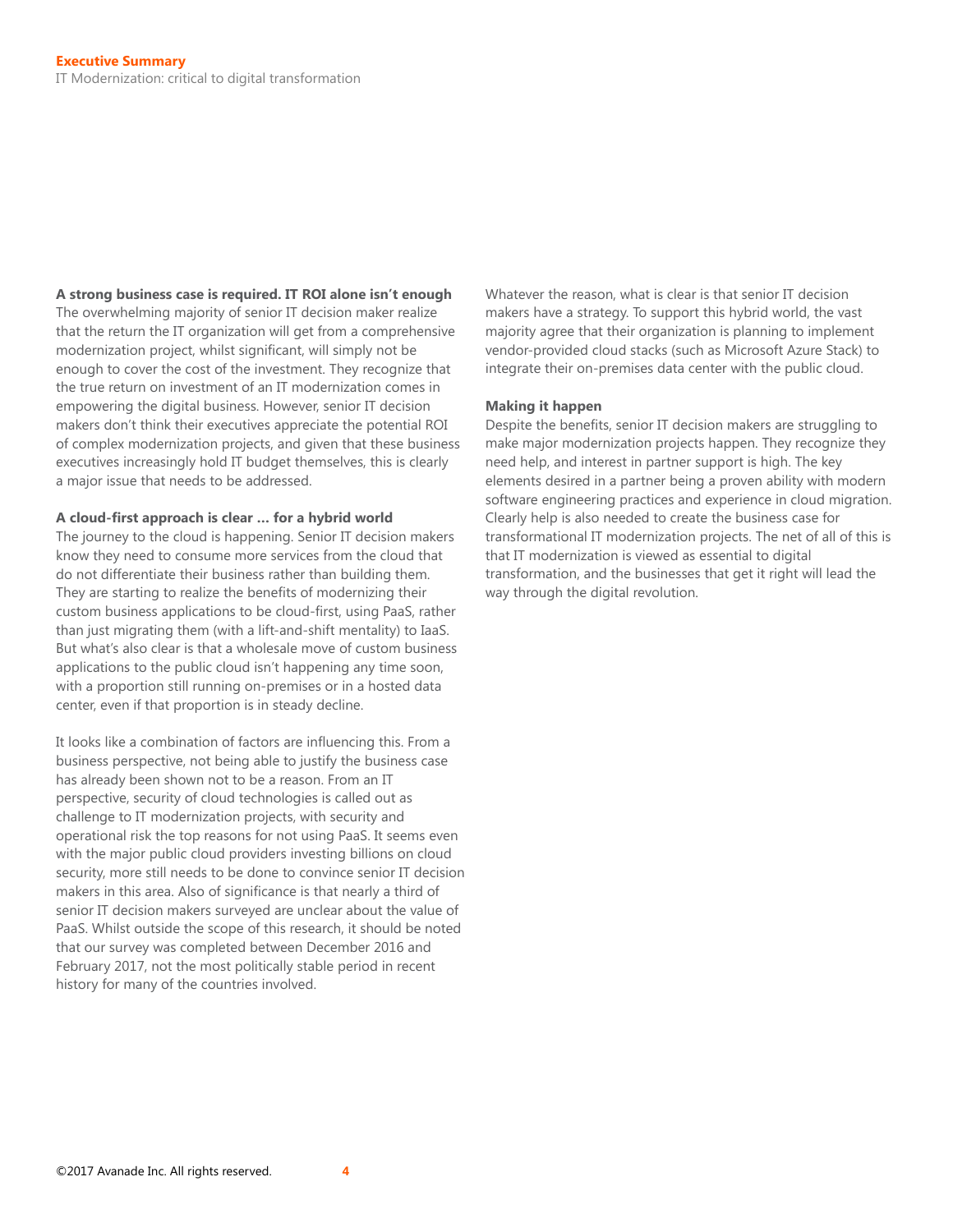**A strong business case is required. IT ROI alone isn't enough**

The overwhelming majority of senior IT decision maker realize that the return the IT organization will get from a comprehensive modernization project, whilst significant, will simply not be enough to cover the cost of the investment. They recognize that the true return on investment of an IT modernization comes in empowering the digital business. However, senior IT decision makers don't think their executives appreciate the potential ROI of complex modernization projects, and given that these business executives increasingly hold IT budget themselves, this is clearly a major issue that needs to be addressed.

**A cloud-first approach is clear … for a hybrid world**

The journey to the cloud is happening. Senior IT decision makers know they need to consume more services from the cloud that do not differentiate their business rather than building them. They are starting to realize the benefits of modernizing their custom business applications to be cloud-first, using PaaS, rather than just migrating them (with a lift-and-shift mentality) to IaaS. But what's also clear is that a wholesale move of custom business applications to the public cloud isn't happening any time soon, with a proportion still running on-premises or in a hosted data center, even if that proportion is in steady decline.

It looks like a combination of factors are influencing this. From a business perspective, not being able to justify the business case has already been shown not to be a reason. From an IT perspective, security of cloud technologies is called out as challenge to IT modernization projects, with security and operational risk the top reasons for not using PaaS. It seems even with the major public cloud providers investing billions on cloud security, more still needs to be done to convince senior IT decision makers in this area. Also of significance is that nearly a third of senior IT decision makers surveyed are unclear about the value of PaaS. Whilst outside the scope of this research, it should be noted that our survey was completed between December 2016 and February 2017, not the most politically stable period in recent history for many of the countries involved.

Whatever the reason, what is clear is that senior IT decision makers have a strategy. To support this hybrid world, the vast majority agree that their organization is planning to implement vendor-provided cloud stacks (such as Microsoft Azure Stack) to integrate their on-premises data center with the public cloud.

**Making it happen**

Despite the benefits, senior IT decision makers are struggling to make major modernization projects happen. They recognize they need help, and interest in partner support is high. The key elements desired in a partner being a proven ability with modern software engineering practices and experience in cloud migration. Clearly help is also needed to create the business case for transformational IT modernization projects. The net of all of this is that IT modernization is viewed as essential to digital transformation, and the businesses that get it right will lead the way through the digital revolution.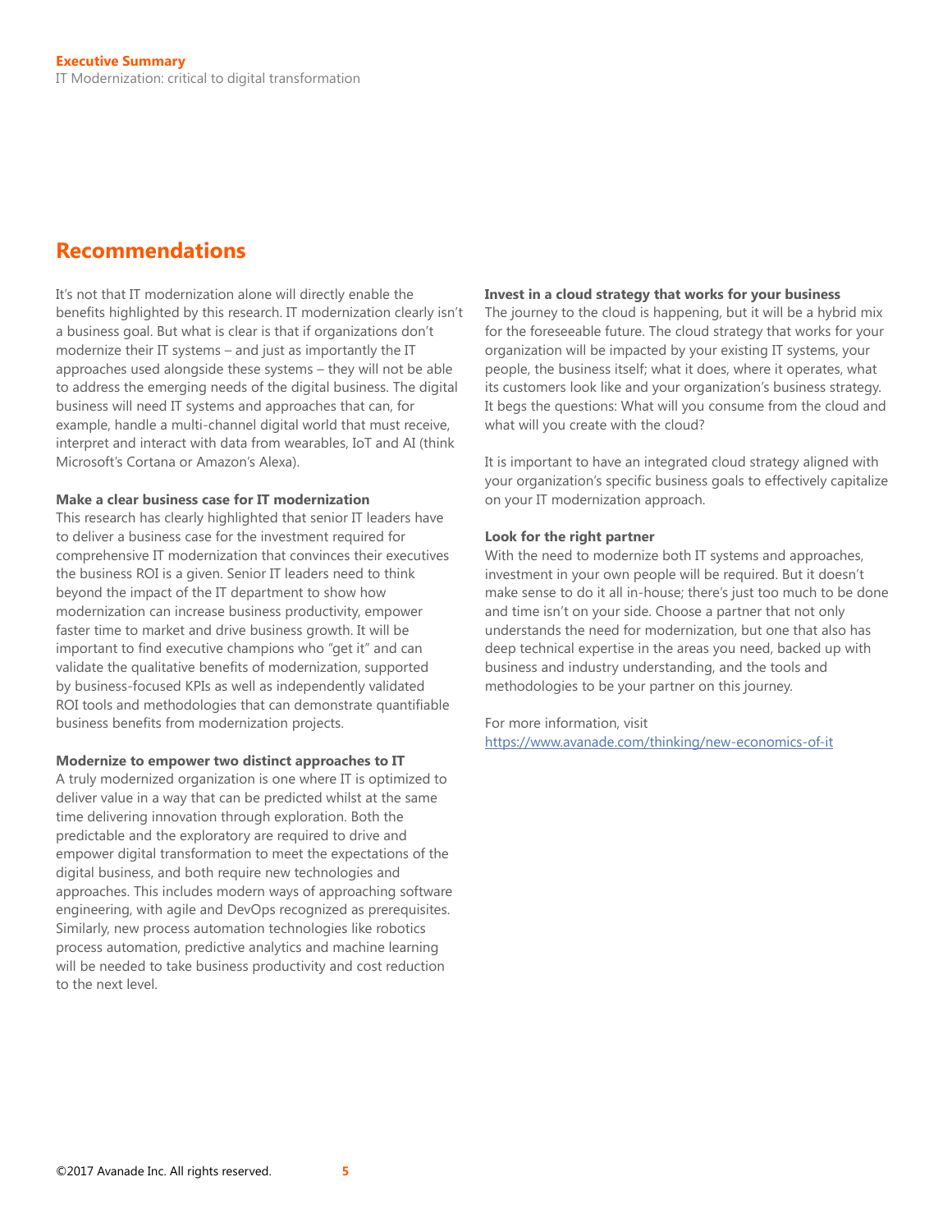## Recommendations

It's not that IT modernization alone will directly enable the benefits highlighted by this research. IT modernization clearly isn't a business goal. But what is clear is that if organizations don't modernize their IT systems – and just as importantly the IT approaches used alongside these systems – they will not be able to address the emerging needs of the digital business. The digital business will need IT systems and approaches that can, for example, handle a multi-channel digital world that must receive, interpret and interact with data from wearables, IoT and AI (think Microsoft's Cortana or Amazon's Alexa).

**Make a clear business case for IT modernization**

This research has clearly highlighted that senior IT leaders have to deliver a business case for the investment required for comprehensive IT modernization that convinces their executives the business ROI is a given. Senior IT leaders need to think beyond the impact of the IT department to show how modernization can increase business productivity, empower faster time to market and drive business growth. It will be important to find executive champions who "get it" and can validate the qualitative benefits of modernization, supported by business-focused KPIs as well as independently validated ROI tools and methodologies that can demonstrate quantifiable business benefits from modernization projects.

**Modernize to empower two distinct approaches to IT**

A truly modernized organization is one where IT is optimized to deliver value in a way that can be predicted whilst at the same time delivering innovation through exploration. Both the predictable and the exploratory are required to drive and empower digital transformation to meet the expectations of the digital business, and both require new technologies and approaches. This includes modern ways of approaching software engineering, with agile and DevOps recognized as prerequisites. Similarly, new process automation technologies like robotics process automation, predictive analytics and machine learning will be needed to take business productivity and cost reduction to the next level.

**Invest in a cloud strategy that works for your business**

The journey to the cloud is happening, but it will be a hybrid mix for the foreseeable future. The cloud strategy that works for your organization will be impacted by your existing IT systems, your people, the business itself; what it does, where it operates, what its customers look like and your organization's business strategy. It begs the questions: What will you consume from the cloud and what will you create with the cloud?

It is important to have an integrated cloud strategy aligned with your organization's specific business goals to effectively capitalize on your IT modernization approach.

**Look for the right partner**

With the need to modernize both IT systems and approaches, investment in your own people will be required. But it doesn't make sense to do it all in-house; there's just too much to be done and time isn't on your side. Choose a partner that not only understands the need for modernization, but one that also has deep technical expertise in the areas you need, backed up with business and industry understanding, and the tools and methodologies to be your partner on this journey.

For more information, visit
[https://www.avanade.com/thinking/new-economics-of-it](https://www.avanade.com/thinking/new-economics-of-it)

©2017 Avanade Inc. All rights reserved.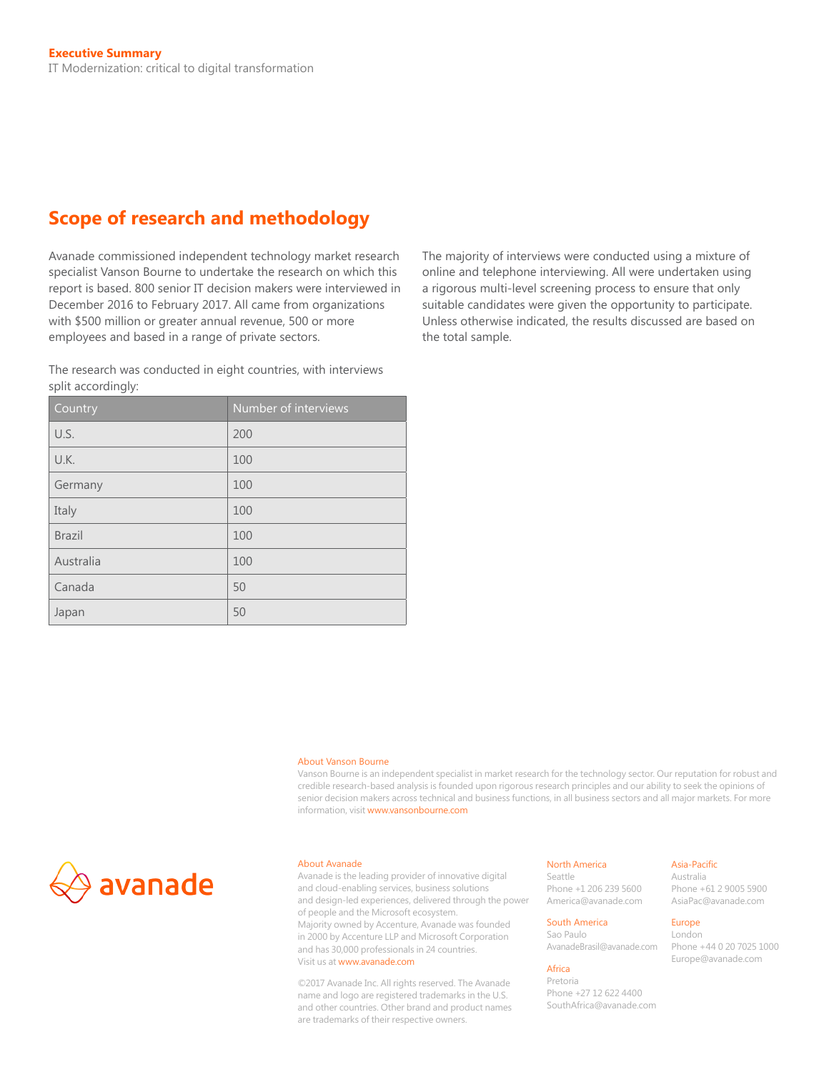## Scope of research and methodology

Avanade commissioned independent technology market research specialist Vanson Bourne to undertake the research on which this report is based. 800 senior IT decision makers were interviewed in December 2016 to February 2017. All came from organizations with $500 million or greater annual revenue, 500 or more employees and based in a range of private sectors.

The research was conducted in eight countries, with interviews split accordingly:

| Country | Number of interviews |
|---|---|
| U.S. | 200 |
| U.K. | 100 |
| Germany | 100 |
| Italy | 100 |
| Brazil | 100 |
| Australia | 100 |
| Canada | 50 |
| Japan | 50 |

The majority of interviews were conducted using a mixture of online and telephone interviewing. All were undertaken using a rigorous multi-level screening process to ensure that only suitable candidates were given the opportunity to participate. Unless otherwise indicated, the results discussed are based on the total sample.

**About Vanson Bourne**

Vanson Bourne is an independent specialist in market research for the technology sector. Our reputation for robust and credible research-based analysis is founded upon rigorous research principles and our ability to seek the opinions of senior decision makers across technical and business functions, in all business sectors and all major markets. For more information, visit www.vansonbourne.com

avanade

**About Avanade**

Avanade is the leading provider of innovative digital and cloud-enabling services, business solutions and design-led experiences, delivered through the power of people and the Microsoft ecosystem. Majority owned by Accenture, Avanade was founded in 2000 by Accenture LLP and Microsoft Corporation and has 30,000 professionals in 24 countries. Visit us at www.avanade.com

©2017 Avanade Inc. All rights reserved. The Avanade name and logo are registered trademarks in the U.S. and other countries. Other brand and product names are trademarks of their respective owners.

**North America**
Seattle
Phone +1 206 239 5600
America@avanade.com

**South America**
Sao Paulo
AvanadeBrasil@avanade.com

**Africa**
Pretoria
Phone +27 12 622 4400
SouthAfrica@avanade.com

**Asia-Pacific**
Australia
Phone +61 2 9005 5900
AsiaPac@avanade.com

**Europe**
London
Phone +44 0 20 7025 1000
Europe@avanade.com